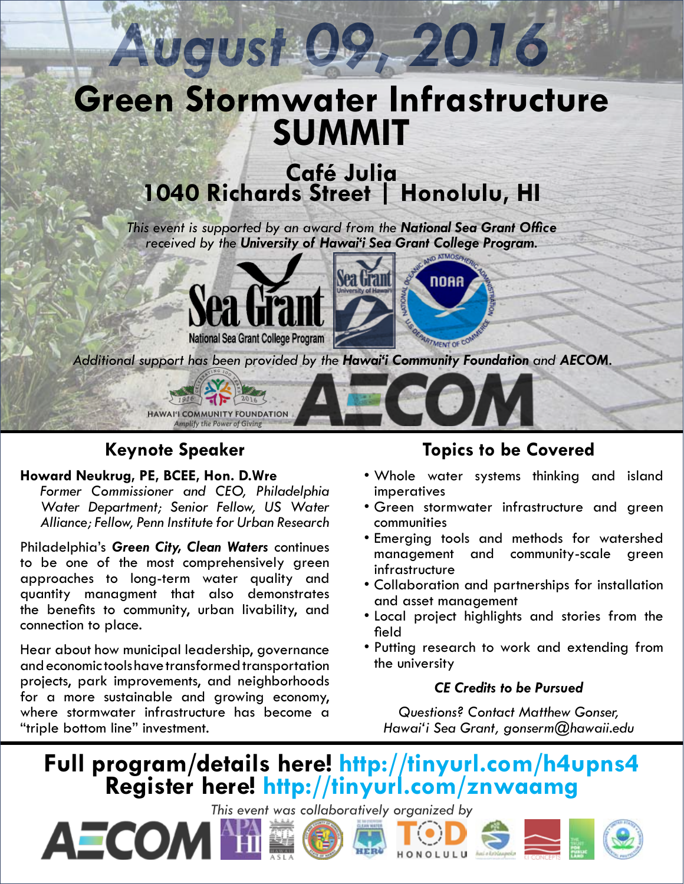# August 09, 2016

# Green Stormwater Infrastructure SUMMIT

## Café Julia
## 1040 Richards Street | Honolulu, HI

*This event is supported by an award from the* ***National Sea Grant Office*** *received by the* ***University of Hawai'i Sea Grant College Program.***

*Additional support has been provided by the* ***Hawai'i Community Foundation*** *and* ***AECOM.***

## Keynote Speaker

**Howard Neukrug, PE, BCEE, Hon. D.Wre**
*Former Commissioner and CEO, Philadelphia Water Department; Senior Fellow, US Water Alliance; Fellow, Penn Institute for Urban Research*

Philadelphia's ***Green City, Clean Waters*** continues to be one of the most comprehensively green approaches to long-term water quality and quantity managment that also demonstrates the benefits to community, urban livability, and connection to place.

Hear about how municipal leadership, governance and economic tools have transformed transportation projects, park improvements, and neighborhoods for a more sustainable and growing economy, where stormwater infrastructure has become a "triple bottom line" investment.

## Topics to be Covered

- Whole water systems thinking and island imperatives
- Green stormwater infrastructure and green communities
- Emerging tools and methods for watershed management and community-scale green infrastructure
- Collaboration and partnerships for installation and asset management
- Local project highlights and stories from the field
- Putting research to work and extending from the university

***CE Credits to be Pursued***

*Questions? Contact Matthew Gonser, Hawai'i Sea Grant, gonserm@hawaii.edu*

## Full program/details here! http://tinyurl.com/h4upns4
## Register here! http://tinyurl.com/znwaamg

*This event was collaboratively organized by*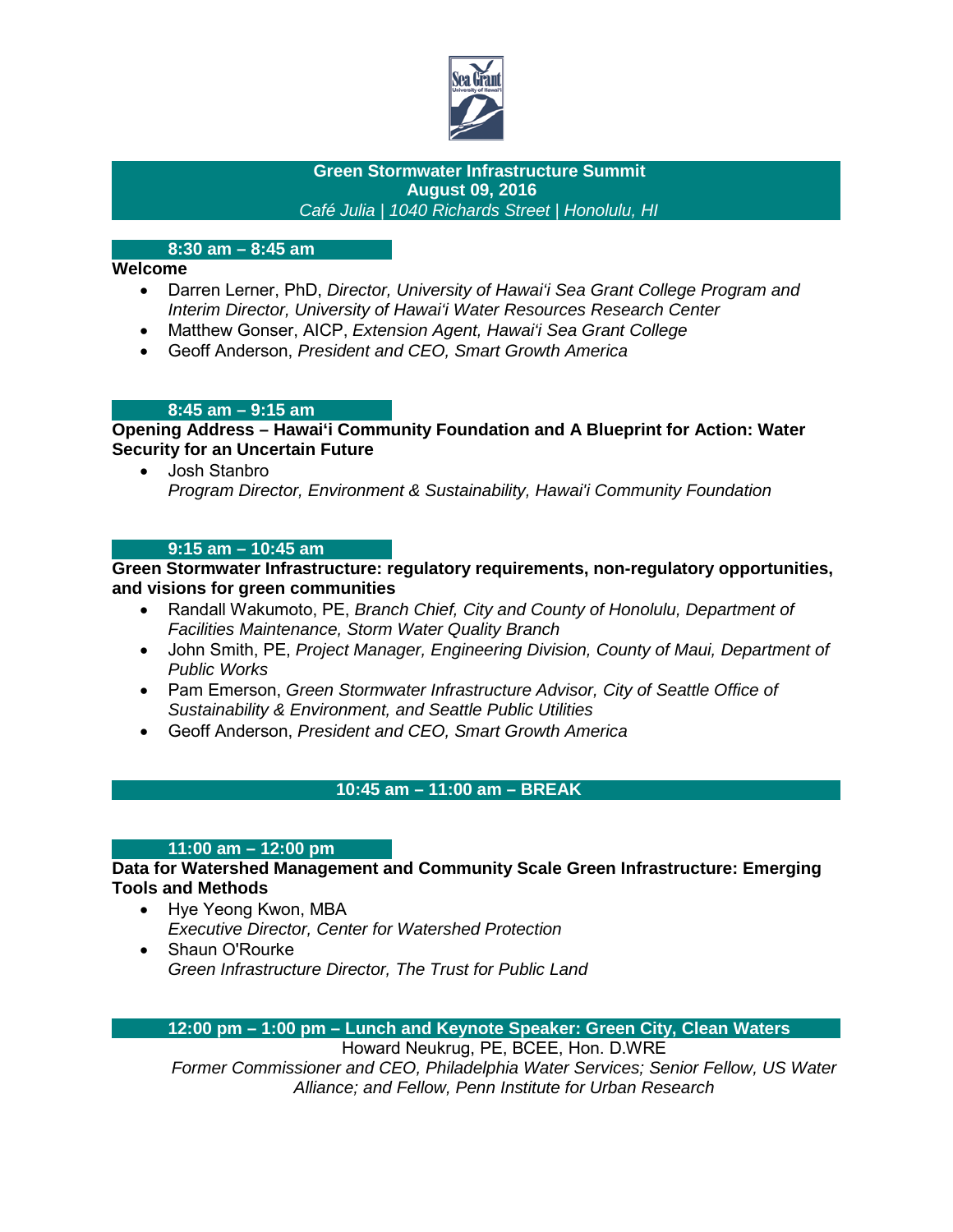**Green Stormwater Infrastructure Summit**
**August 09, 2016**
*Café Julia | 1040 Richards Street | Honolulu, HI*

**8:30 am – 8:45 am**

**Welcome**

- Darren Lerner, PhD, *Director, University of Hawai'i Sea Grant College Program and Interim Director, University of Hawai'i Water Resources Research Center*
- Matthew Gonser, AICP, *Extension Agent, Hawai'i Sea Grant College*
- Geoff Anderson, *President and CEO, Smart Growth America*

**8:45 am – 9:15 am**

**Opening Address – Hawai'i Community Foundation and A Blueprint for Action: Water Security for an Uncertain Future**

- Josh Stanbro
  *Program Director, Environment & Sustainability, Hawai'i Community Foundation*

**9:15 am – 10:45 am**

**Green Stormwater Infrastructure: regulatory requirements, non-regulatory opportunities, and visions for green communities**

- Randall Wakumoto, PE, *Branch Chief, City and County of Honolulu, Department of Facilities Maintenance, Storm Water Quality Branch*
- John Smith, PE, *Project Manager, Engineering Division, County of Maui, Department of Public Works*
- Pam Emerson, *Green Stormwater Infrastructure Advisor, City of Seattle Office of Sustainability & Environment, and Seattle Public Utilities*
- Geoff Anderson, *President and CEO, Smart Growth America*

**10:45 am – 11:00 am – BREAK**

**11:00 am – 12:00 pm**

**Data for Watershed Management and Community Scale Green Infrastructure: Emerging Tools and Methods**

- Hye Yeong Kwon, MBA
  *Executive Director, Center for Watershed Protection*
- Shaun O'Rourke
  *Green Infrastructure Director, The Trust for Public Land*

**12:00 pm – 1:00 pm – Lunch and Keynote Speaker: Green City, Clean Waters**

Howard Neukrug, PE, BCEE, Hon. D.WRE
*Former Commissioner and CEO, Philadelphia Water Services; Senior Fellow, US Water Alliance; and Fellow, Penn Institute for Urban Research*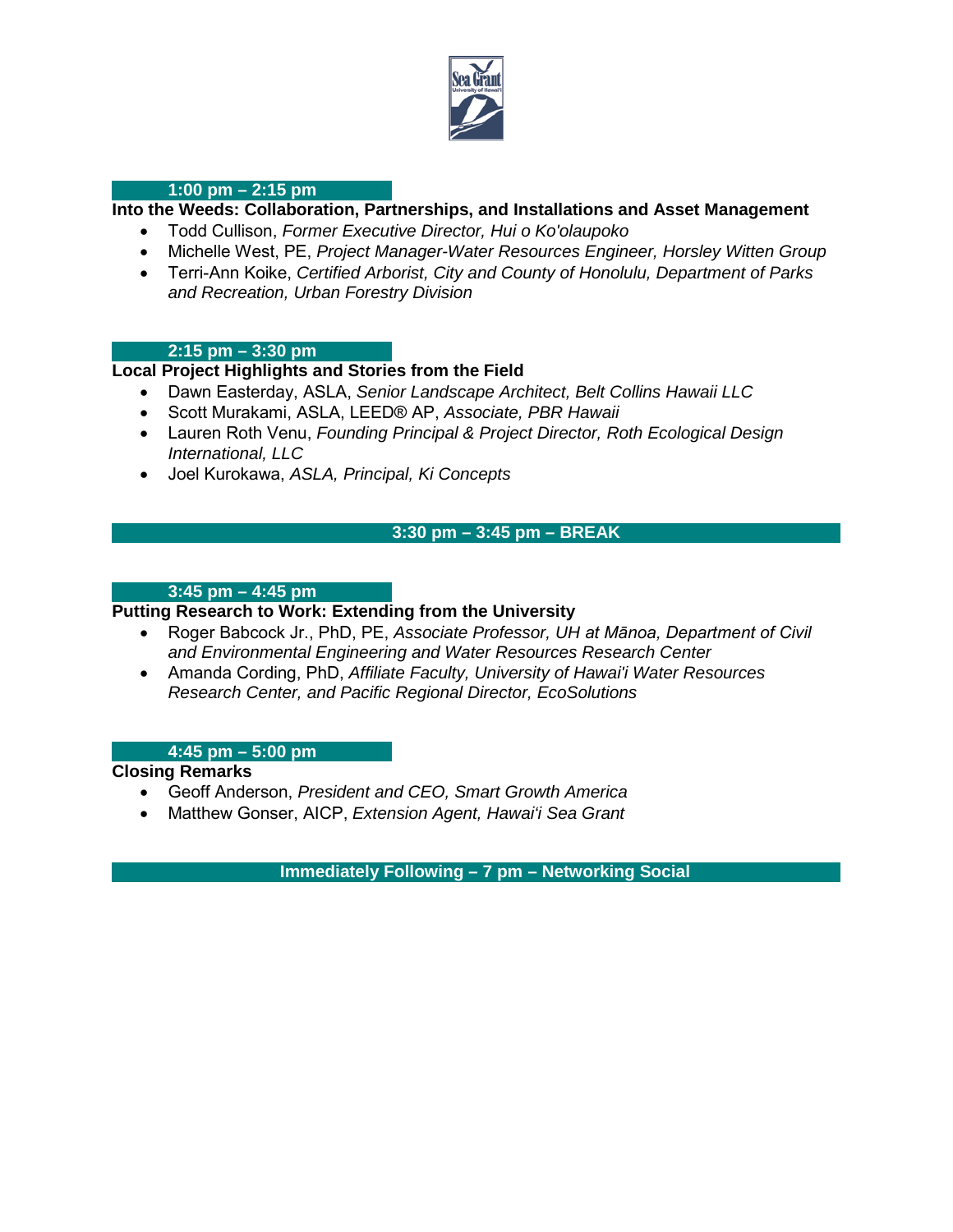**1:00 pm – 2:15 pm**

**Into the Weeds: Collaboration, Partnerships, and Installations and Asset Management**

- Todd Cullison, *Former Executive Director, Hui o Ko'olaupoko*
- Michelle West, PE, *Project Manager-Water Resources Engineer, Horsley Witten Group*
- Terri-Ann Koike, *Certified Arborist, City and County of Honolulu, Department of Parks and Recreation, Urban Forestry Division*

**2:15 pm – 3:30 pm**

**Local Project Highlights and Stories from the Field**

- Dawn Easterday, ASLA, *Senior Landscape Architect, Belt Collins Hawaii LLC*
- Scott Murakami, ASLA, LEED® AP, *Associate, PBR Hawaii*
- Lauren Roth Venu, *Founding Principal & Project Director, Roth Ecological Design International, LLC*
- Joel Kurokawa, *ASLA, Principal, Ki Concepts*

**3:30 pm – 3:45 pm – BREAK**

**3:45 pm – 4:45 pm**

**Putting Research to Work: Extending from the University**

- Roger Babcock Jr., PhD, PE, *Associate Professor, UH at Mānoa, Department of Civil and Environmental Engineering and Water Resources Research Center*
- Amanda Cording, PhD, *Affiliate Faculty, University of Hawai'i Water Resources Research Center, and Pacific Regional Director, EcoSolutions*

**4:45 pm – 5:00 pm**

**Closing Remarks**

- Geoff Anderson, *President and CEO, Smart Growth America*
- Matthew Gonser, AICP, *Extension Agent, Hawai'i Sea Grant*

**Immediately Following – 7 pm – Networking Social**